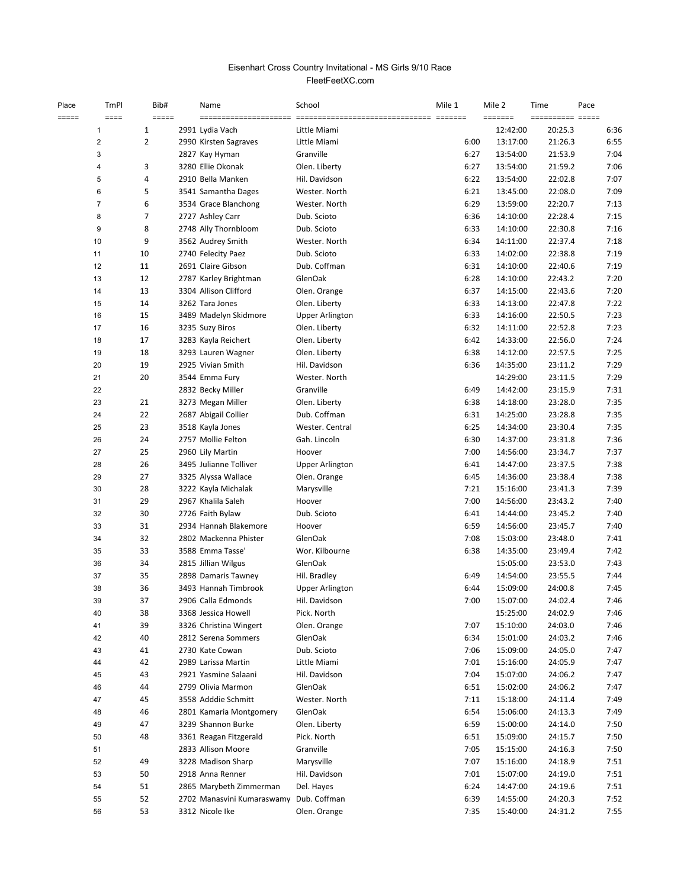Eisenhart Cross Country Invitational - MS Girls 9/10 Race

FleetFeetXC.com

| Place | TmPl | Bib# | Name | School | Mile 1 | Mile 2 | Time | Pace |
|---|---|---|---|---|---|---|---|---|
| 1 | 1 | 2991 | Lydia Vach | Little Miami | | 12:42:00 | 20:25.3 | 6:36 |
| 2 | 2 | 2990 | Kirsten Sagraves | Little Miami | 6:00 | 13:17:00 | 21:26.3 | 6:55 |
| 3 | | 2827 | Kay Hyman | Granville | 6:27 | 13:54:00 | 21:53.9 | 7:04 |
| 4 | 3 | 3280 | Ellie Okonak | Olen. Liberty | 6:27 | 13:54:00 | 21:59.2 | 7:06 |
| 5 | 4 | 2910 | Bella Manken | Hil. Davidson | 6:22 | 13:54:00 | 22:02.8 | 7:07 |
| 6 | 5 | 3541 | Samantha Dages | Wester. North | 6:21 | 13:45:00 | 22:08.0 | 7:09 |
| 7 | 6 | 3534 | Grace Blanchong | Wester. North | 6:29 | 13:59:00 | 22:20.7 | 7:13 |
| 8 | 7 | 2727 | Ashley Carr | Dub. Scioto | 6:36 | 14:10:00 | 22:28.4 | 7:15 |
| 9 | 8 | 2748 | Ally Thornbloom | Dub. Scioto | 6:33 | 14:10:00 | 22:30.8 | 7:16 |
| 10 | 9 | 3562 | Audrey Smith | Wester. North | 6:34 | 14:11:00 | 22:37.4 | 7:18 |
| 11 | 10 | 2740 | Felecity Paez | Dub. Scioto | 6:33 | 14:02:00 | 22:38.8 | 7:19 |
| 12 | 11 | 2691 | Claire Gibson | Dub. Coffman | 6:31 | 14:10:00 | 22:40.6 | 7:19 |
| 13 | 12 | 2787 | Karley Brightman | GlenOak | 6:28 | 14:10:00 | 22:43.2 | 7:20 |
| 14 | 13 | 3304 | Allison Clifford | Olen. Orange | 6:37 | 14:15:00 | 22:43.6 | 7:20 |
| 15 | 14 | 3262 | Tara Jones | Olen. Liberty | 6:33 | 14:13:00 | 22:47.8 | 7:22 |
| 16 | 15 | 3489 | Madelyn Skidmore | Upper Arlington | 6:33 | 14:16:00 | 22:50.5 | 7:23 |
| 17 | 16 | 3235 | Suzy Biros | Olen. Liberty | 6:32 | 14:11:00 | 22:52.8 | 7:23 |
| 18 | 17 | 3283 | Kayla Reichert | Olen. Liberty | 6:42 | 14:33:00 | 22:56.0 | 7:24 |
| 19 | 18 | 3293 | Lauren Wagner | Olen. Liberty | 6:38 | 14:12:00 | 22:57.5 | 7:25 |
| 20 | 19 | 2925 | Vivian Smith | Hil. Davidson | 6:36 | 14:35:00 | 23:11.2 | 7:29 |
| 21 | 20 | 3544 | Emma Fury | Wester. North | | 14:29:00 | 23:11.5 | 7:29 |
| 22 | | 2832 | Becky Miller | Granville | 6:49 | 14:42:00 | 23:15.9 | 7:31 |
| 23 | 21 | 3273 | Megan Miller | Olen. Liberty | 6:38 | 14:18:00 | 23:28.0 | 7:35 |
| 24 | 22 | 2687 | Abigail Collier | Dub. Coffman | 6:31 | 14:25:00 | 23:28.8 | 7:35 |
| 25 | 23 | 3518 | Kayla Jones | Wester. Central | 6:25 | 14:34:00 | 23:30.4 | 7:35 |
| 26 | 24 | 2757 | Mollie Felton | Gah. Lincoln | 6:30 | 14:37:00 | 23:31.8 | 7:36 |
| 27 | 25 | 2960 | Lily Martin | Hoover | 7:00 | 14:56:00 | 23:34.7 | 7:37 |
| 28 | 26 | 3495 | Julianne Tolliver | Upper Arlington | 6:41 | 14:47:00 | 23:37.5 | 7:38 |
| 29 | 27 | 3325 | Alyssa Wallace | Olen. Orange | 6:45 | 14:36:00 | 23:38.4 | 7:38 |
| 30 | 28 | 3222 | Kayla Michalak | Marysville | 7:21 | 15:16:00 | 23:41.3 | 7:39 |
| 31 | 29 | 2967 | Khalila Saleh | Hoover | 7:00 | 14:56:00 | 23:43.2 | 7:40 |
| 32 | 30 | 2726 | Faith Bylaw | Dub. Scioto | 6:41 | 14:44:00 | 23:45.2 | 7:40 |
| 33 | 31 | 2934 | Hannah Blakemore | Hoover | 6:59 | 14:56:00 | 23:45.7 | 7:40 |
| 34 | 32 | 2802 | Mackenna Phister | GlenOak | 7:08 | 15:03:00 | 23:48.0 | 7:41 |
| 35 | 33 | 3588 | Emma Tasse' | Wor. Kilbourne | 6:38 | 14:35:00 | 23:49.4 | 7:42 |
| 36 | 34 | 2815 | Jillian Wilgus | GlenOak | | 15:05:00 | 23:53.0 | 7:43 |
| 37 | 35 | 2898 | Damaris Tawney | Hil. Bradley | 6:49 | 14:54:00 | 23:55.5 | 7:44 |
| 38 | 36 | 3493 | Hannah Timbrook | Upper Arlington | 6:44 | 15:09:00 | 24:00.8 | 7:45 |
| 39 | 37 | 2906 | Calla Edmonds | Hil. Davidson | 7:00 | 15:07:00 | 24:02.4 | 7:46 |
| 40 | 38 | 3368 | Jessica Howell | Pick. North | | 15:25:00 | 24:02.9 | 7:46 |
| 41 | 39 | 3326 | Christina Wingert | Olen. Orange | 7:07 | 15:10:00 | 24:03.0 | 7:46 |
| 42 | 40 | 2812 | Serena Sommers | GlenOak | 6:34 | 15:01:00 | 24:03.2 | 7:46 |
| 43 | 41 | 2730 | Kate Cowan | Dub. Scioto | 7:06 | 15:09:00 | 24:05.0 | 7:47 |
| 44 | 42 | 2989 | Larissa Martin | Little Miami | 7:01 | 15:16:00 | 24:05.9 | 7:47 |
| 45 | 43 | 2921 | Yasmine Salaani | Hil. Davidson | 7:04 | 15:07:00 | 24:06.2 | 7:47 |
| 46 | 44 | 2799 | Olivia Marmon | GlenOak | 6:51 | 15:02:00 | 24:06.2 | 7:47 |
| 47 | 45 | 3558 | Adddie Schmitt | Wester. North | 7:11 | 15:18:00 | 24:11.4 | 7:49 |
| 48 | 46 | 2801 | Kamaria Montgomery | GlenOak | 6:54 | 15:06:00 | 24:13.3 | 7:49 |
| 49 | 47 | 3239 | Shannon Burke | Olen. Liberty | 6:59 | 15:00:00 | 24:14.0 | 7:50 |
| 50 | 48 | 3361 | Reagan Fitzgerald | Pick. North | 6:51 | 15:09:00 | 24:15.7 | 7:50 |
| 51 | | 2833 | Allison Moore | Granville | 7:05 | 15:15:00 | 24:16.3 | 7:50 |
| 52 | 49 | 3228 | Madison Sharp | Marysville | 7:07 | 15:16:00 | 24:18.9 | 7:51 |
| 53 | 50 | 2918 | Anna Renner | Hil. Davidson | 7:01 | 15:07:00 | 24:19.0 | 7:51 |
| 54 | 51 | 2865 | Marybeth Zimmerman | Del. Hayes | 6:24 | 14:47:00 | 24:19.6 | 7:51 |
| 55 | 52 | 2702 | Manasvini Kumaraswamy | Dub. Coffman | 6:39 | 14:55:00 | 24:20.3 | 7:52 |
| 56 | 53 | 3312 | Nicole Ike | Olen. Orange | 7:35 | 15:40:00 | 24:31.2 | 7:55 |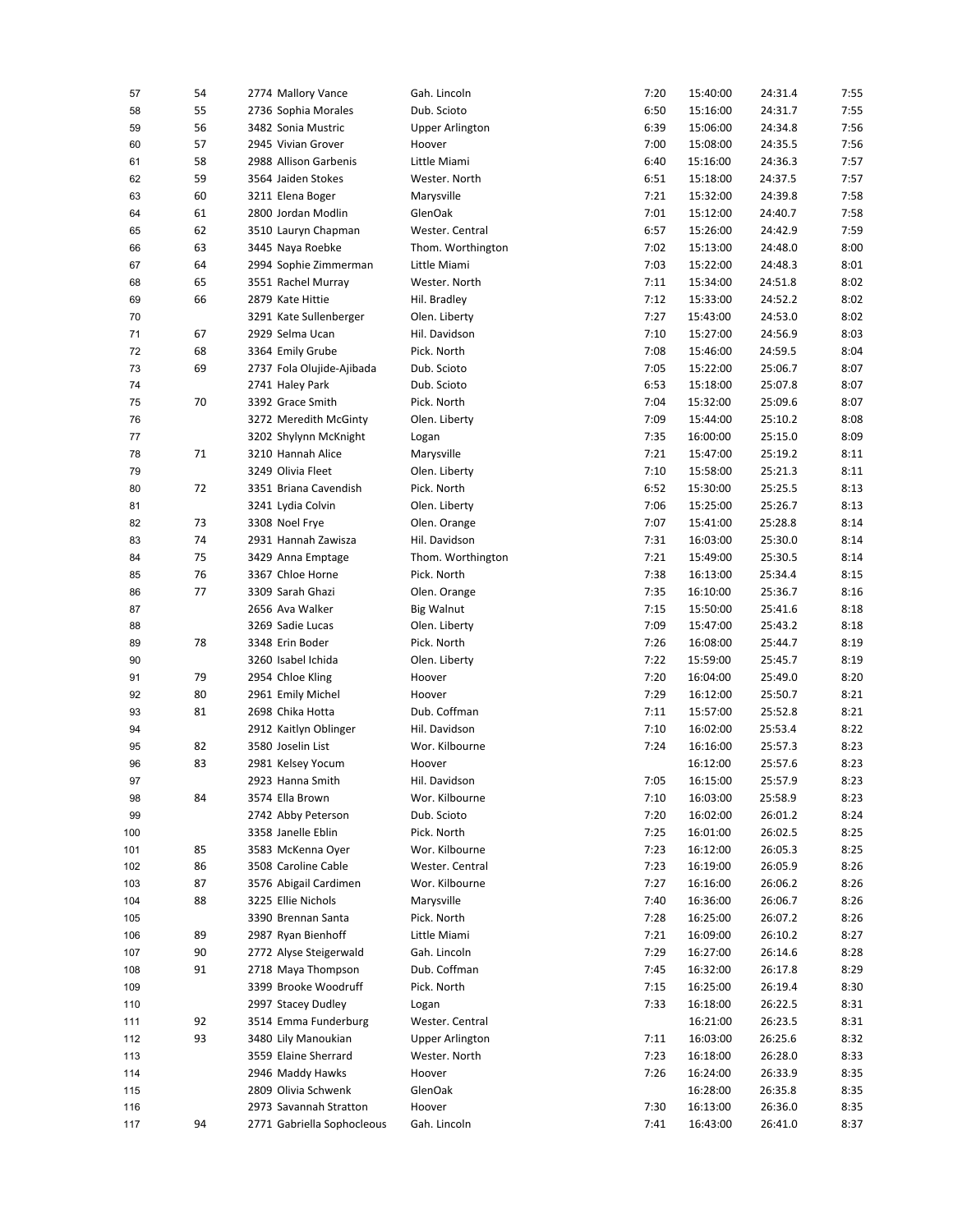| | | | | | | | | |
|---|---|---|---|---|---|---|---|---|
| 57 | 54 | 2774 | Mallory Vance | Gah. Lincoln | 7:20 | 15:40:00 | 24:31.4 | 7:55 |
| 58 | 55 | 2736 | Sophia Morales | Dub. Scioto | 6:50 | 15:16:00 | 24:31.7 | 7:55 |
| 59 | 56 | 3482 | Sonia Mustric | Upper Arlington | 6:39 | 15:06:00 | 24:34.8 | 7:56 |
| 60 | 57 | 2945 | Vivian Grover | Hoover | 7:00 | 15:08:00 | 24:35.5 | 7:56 |
| 61 | 58 | 2988 | Allison Garbenis | Little Miami | 6:40 | 15:16:00 | 24:36.3 | 7:57 |
| 62 | 59 | 3564 | Jaiden Stokes | Wester. North | 6:51 | 15:18:00 | 24:37.5 | 7:57 |
| 63 | 60 | 3211 | Elena Boger | Marysville | 7:21 | 15:32:00 | 24:39.8 | 7:58 |
| 64 | 61 | 2800 | Jordan Modlin | GlenOak | 7:01 | 15:12:00 | 24:40.7 | 7:58 |
| 65 | 62 | 3510 | Lauryn Chapman | Wester. Central | 6:57 | 15:26:00 | 24:42.9 | 7:59 |
| 66 | 63 | 3445 | Naya Roebke | Thom. Worthington | 7:02 | 15:13:00 | 24:48.0 | 8:00 |
| 67 | 64 | 2994 | Sophie Zimmerman | Little Miami | 7:03 | 15:22:00 | 24:48.3 | 8:01 |
| 68 | 65 | 3551 | Rachel Murray | Wester. North | 7:11 | 15:34:00 | 24:51.8 | 8:02 |
| 69 | 66 | 2879 | Kate Hittie | Hil. Bradley | 7:12 | 15:33:00 | 24:52.2 | 8:02 |
| 70 | | 3291 | Kate Sullenberger | Olen. Liberty | 7:27 | 15:43:00 | 24:53.0 | 8:02 |
| 71 | 67 | 2929 | Selma Ucan | Hil. Davidson | 7:10 | 15:27:00 | 24:56.9 | 8:03 |
| 72 | 68 | 3364 | Emily Grube | Pick. North | 7:08 | 15:46:00 | 24:59.5 | 8:04 |
| 73 | 69 | 2737 | Fola Olujide-Ajibada | Dub. Scioto | 7:05 | 15:22:00 | 25:06.7 | 8:07 |
| 74 | | 2741 | Haley Park | Dub. Scioto | 6:53 | 15:18:00 | 25:07.8 | 8:07 |
| 75 | 70 | 3392 | Grace Smith | Pick. North | 7:04 | 15:32:00 | 25:09.6 | 8:07 |
| 76 | | 3272 | Meredith McGinty | Olen. Liberty | 7:09 | 15:44:00 | 25:10.2 | 8:08 |
| 77 | | 3202 | Shylynn McKnight | Logan | 7:35 | 16:00:00 | 25:15.0 | 8:09 |
| 78 | 71 | 3210 | Hannah Alice | Marysville | 7:21 | 15:47:00 | 25:19.2 | 8:11 |
| 79 | | 3249 | Olivia Fleet | Olen. Liberty | 7:10 | 15:58:00 | 25:21.3 | 8:11 |
| 80 | 72 | 3351 | Briana Cavendish | Pick. North | 6:52 | 15:30:00 | 25:25.5 | 8:13 |
| 81 | | 3241 | Lydia Colvin | Olen. Liberty | 7:06 | 15:25:00 | 25:26.7 | 8:13 |
| 82 | 73 | 3308 | Noel Frye | Olen. Orange | 7:07 | 15:41:00 | 25:28.8 | 8:14 |
| 83 | 74 | 2931 | Hannah Zawisza | Hil. Davidson | 7:31 | 16:03:00 | 25:30.0 | 8:14 |
| 84 | 75 | 3429 | Anna Emptage | Thom. Worthington | 7:21 | 15:49:00 | 25:30.5 | 8:14 |
| 85 | 76 | 3367 | Chloe Horne | Pick. North | 7:38 | 16:13:00 | 25:34.4 | 8:15 |
| 86 | 77 | 3309 | Sarah Ghazi | Olen. Orange | 7:35 | 16:10:00 | 25:36.7 | 8:16 |
| 87 | | 2656 | Ava Walker | Big Walnut | 7:15 | 15:50:00 | 25:41.6 | 8:18 |
| 88 | | 3269 | Sadie Lucas | Olen. Liberty | 7:09 | 15:47:00 | 25:43.2 | 8:18 |
| 89 | 78 | 3348 | Erin Boder | Pick. North | 7:26 | 16:08:00 | 25:44.7 | 8:19 |
| 90 | | 3260 | Isabel Ichida | Olen. Liberty | 7:22 | 15:59:00 | 25:45.7 | 8:19 |
| 91 | 79 | 2954 | Chloe Kling | Hoover | 7:20 | 16:04:00 | 25:49.0 | 8:20 |
| 92 | 80 | 2961 | Emily Michel | Hoover | 7:29 | 16:12:00 | 25:50.7 | 8:21 |
| 93 | 81 | 2698 | Chika Hotta | Dub. Coffman | 7:11 | 15:57:00 | 25:52.8 | 8:21 |
| 94 | | 2912 | Kaitlyn Oblinger | Hil. Davidson | 7:10 | 16:02:00 | 25:53.4 | 8:22 |
| 95 | 82 | 3580 | Joselin List | Wor. Kilbourne | 7:24 | 16:16:00 | 25:57.3 | 8:23 |
| 96 | 83 | 2981 | Kelsey Yocum | Hoover | | 16:12:00 | 25:57.6 | 8:23 |
| 97 | | 2923 | Hanna Smith | Hil. Davidson | 7:05 | 16:15:00 | 25:57.9 | 8:23 |
| 98 | 84 | 3574 | Ella Brown | Wor. Kilbourne | 7:10 | 16:03:00 | 25:58.9 | 8:23 |
| 99 | | 2742 | Abby Peterson | Dub. Scioto | 7:20 | 16:02:00 | 26:01.2 | 8:24 |
| 100 | | 3358 | Janelle Eblin | Pick. North | 7:25 | 16:01:00 | 26:02.5 | 8:25 |
| 101 | 85 | 3583 | McKenna Oyer | Wor. Kilbourne | 7:23 | 16:12:00 | 26:05.3 | 8:25 |
| 102 | 86 | 3508 | Caroline Cable | Wester. Central | 7:23 | 16:19:00 | 26:05.9 | 8:26 |
| 103 | 87 | 3576 | Abigail Cardimen | Wor. Kilbourne | 7:27 | 16:16:00 | 26:06.2 | 8:26 |
| 104 | 88 | 3225 | Ellie Nichols | Marysville | 7:40 | 16:36:00 | 26:06.7 | 8:26 |
| 105 | | 3390 | Brennan Santa | Pick. North | 7:28 | 16:25:00 | 26:07.2 | 8:26 |
| 106 | 89 | 2987 | Ryan Bienhoff | Little Miami | 7:21 | 16:09:00 | 26:10.2 | 8:27 |
| 107 | 90 | 2772 | Alyse Steigerwald | Gah. Lincoln | 7:29 | 16:27:00 | 26:14.6 | 8:28 |
| 108 | 91 | 2718 | Maya Thompson | Dub. Coffman | 7:45 | 16:32:00 | 26:17.8 | 8:29 |
| 109 | | 3399 | Brooke Woodruff | Pick. North | 7:15 | 16:25:00 | 26:19.4 | 8:30 |
| 110 | | 2997 | Stacey Dudley | Logan | 7:33 | 16:18:00 | 26:22.5 | 8:31 |
| 111 | 92 | 3514 | Emma Funderburg | Wester. Central | | 16:21:00 | 26:23.5 | 8:31 |
| 112 | 93 | 3480 | Lily Manoukian | Upper Arlington | 7:11 | 16:03:00 | 26:25.6 | 8:32 |
| 113 | | 3559 | Elaine Sherrard | Wester. North | 7:23 | 16:18:00 | 26:28.0 | 8:33 |
| 114 | | 2946 | Maddy Hawks | Hoover | 7:26 | 16:24:00 | 26:33.9 | 8:35 |
| 115 | | 2809 | Olivia Schwenk | GlenOak | | 16:28:00 | 26:35.8 | 8:35 |
| 116 | | 2973 | Savannah Stratton | Hoover | 7:30 | 16:13:00 | 26:36.0 | 8:35 |
| 117 | 94 | 2771 | Gabriella Sophocleous | Gah. Lincoln | 7:41 | 16:43:00 | 26:41.0 | 8:37 |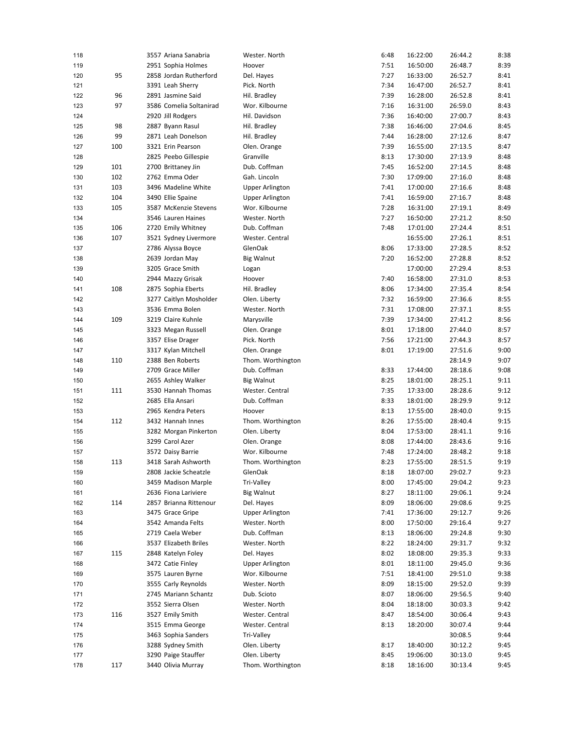| | | | | | | | | |
|---|---|---|---|---|---|---|---|---|
| 118 | | 3557 | Ariana Sanabria | Wester. North | 6:48 | 16:22:00 | 26:44.2 | 8:38 |
| 119 | | 2951 | Sophia Holmes | Hoover | 7:51 | 16:50:00 | 26:48.7 | 8:39 |
| 120 | 95 | 2858 | Jordan Rutherford | Del. Hayes | 7:27 | 16:33:00 | 26:52.7 | 8:41 |
| 121 | | 3391 | Leah Sherry | Pick. North | 7:34 | 16:47:00 | 26:52.7 | 8:41 |
| 122 | 96 | 2891 | Jasmine Said | Hil. Bradley | 7:39 | 16:28:00 | 26:52.8 | 8:41 |
| 123 | 97 | 3586 | Comelia Soltanirad | Wor. Kilbourne | 7:16 | 16:31:00 | 26:59.0 | 8:43 |
| 124 | | 2920 | Jill Rodgers | Hil. Davidson | 7:36 | 16:40:00 | 27:00.7 | 8:43 |
| 125 | 98 | 2887 | Byann Rasul | Hil. Bradley | 7:38 | 16:46:00 | 27:04.6 | 8:45 |
| 126 | 99 | 2871 | Leah Donelson | Hil. Bradley | 7:44 | 16:28:00 | 27:12.6 | 8:47 |
| 127 | 100 | 3321 | Erin Pearson | Olen. Orange | 7:39 | 16:55:00 | 27:13.5 | 8:47 |
| 128 | | 2825 | Peebo Gillespie | Granville | 8:13 | 17:30:00 | 27:13.9 | 8:48 |
| 129 | 101 | 2700 | Brittaney Jin | Dub. Coffman | 7:45 | 16:52:00 | 27:14.5 | 8:48 |
| 130 | 102 | 2762 | Emma Oder | Gah. Lincoln | 7:30 | 17:09:00 | 27:16.0 | 8:48 |
| 131 | 103 | 3496 | Madeline White | Upper Arlington | 7:41 | 17:00:00 | 27:16.6 | 8:48 |
| 132 | 104 | 3490 | Ellie Spaine | Upper Arlington | 7:41 | 16:59:00 | 27:16.7 | 8:48 |
| 133 | 105 | 3587 | McKenzie Stevens | Wor. Kilbourne | 7:28 | 16:31:00 | 27:19.1 | 8:49 |
| 134 | | 3546 | Lauren Haines | Wester. North | 7:27 | 16:50:00 | 27:21.2 | 8:50 |
| 135 | 106 | 2720 | Emily Whitney | Dub. Coffman | 7:48 | 17:01:00 | 27:24.4 | 8:51 |
| 136 | 107 | 3521 | Sydney Livermore | Wester. Central | | 16:55:00 | 27:26.1 | 8:51 |
| 137 | | 2786 | Alyssa Boyce | GlenOak | 8:06 | 17:33:00 | 27:28.5 | 8:52 |
| 138 | | 2639 | Jordan May | Big Walnut | 7:20 | 16:52:00 | 27:28.8 | 8:52 |
| 139 | | 3205 | Grace Smith | Logan | | 17:00:00 | 27:29.4 | 8:53 |
| 140 | | 2944 | Mazzy Grisak | Hoover | 7:40 | 16:58:00 | 27:31.0 | 8:53 |
| 141 | 108 | 2875 | Sophia Eberts | Hil. Bradley | 8:06 | 17:34:00 | 27:35.4 | 8:54 |
| 142 | | 3277 | Caitlyn Mosholder | Olen. Liberty | 7:32 | 16:59:00 | 27:36.6 | 8:55 |
| 143 | | 3536 | Emma Bolen | Wester. North | 7:31 | 17:08:00 | 27:37.1 | 8:55 |
| 144 | 109 | 3219 | Claire Kuhnle | Marysville | 7:39 | 17:34:00 | 27:41.2 | 8:56 |
| 145 | | 3323 | Megan Russell | Olen. Orange | 8:01 | 17:18:00 | 27:44.0 | 8:57 |
| 146 | | 3357 | Elise Drager | Pick. North | 7:56 | 17:21:00 | 27:44.3 | 8:57 |
| 147 | | 3317 | Kylan Mitchell | Olen. Orange | 8:01 | 17:19:00 | 27:51.6 | 9:00 |
| 148 | 110 | 2388 | Ben Roberts | Thom. Worthington | | | 28:14.9 | 9:07 |
| 149 | | 2709 | Grace Miller | Dub. Coffman | 8:33 | 17:44:00 | 28:18.6 | 9:08 |
| 150 | | 2655 | Ashley Walker | Big Walnut | 8:25 | 18:01:00 | 28:25.1 | 9:11 |
| 151 | 111 | 3530 | Hannah Thomas | Wester. Central | 7:35 | 17:33:00 | 28:28.6 | 9:12 |
| 152 | | 2685 | Ella Ansari | Dub. Coffman | 8:33 | 18:01:00 | 28:29.9 | 9:12 |
| 153 | | 2965 | Kendra Peters | Hoover | 8:13 | 17:55:00 | 28:40.0 | 9:15 |
| 154 | 112 | 3432 | Hannah Innes | Thom. Worthington | 8:26 | 17:55:00 | 28:40.4 | 9:15 |
| 155 | | 3282 | Morgan Pinkerton | Olen. Liberty | 8:04 | 17:53:00 | 28:41.1 | 9:16 |
| 156 | | 3299 | Carol Azer | Olen. Orange | 8:08 | 17:44:00 | 28:43.6 | 9:16 |
| 157 | | 3572 | Daisy Barrie | Wor. Kilbourne | 7:48 | 17:24:00 | 28:48.2 | 9:18 |
| 158 | 113 | 3418 | Sarah Ashworth | Thom. Worthington | 8:23 | 17:55:00 | 28:51.5 | 9:19 |
| 159 | | 2808 | Jackie Scheatzle | GlenOak | 8:18 | 18:07:00 | 29:02.7 | 9:23 |
| 160 | | 3459 | Madison Marple | Tri-Valley | 8:00 | 17:45:00 | 29:04.2 | 9:23 |
| 161 | | 2636 | Fiona Lariviere | Big Walnut | 8:27 | 18:11:00 | 29:06.1 | 9:24 |
| 162 | 114 | 2857 | Brianna Rittenour | Del. Hayes | 8:09 | 18:06:00 | 29:08.6 | 9:25 |
| 163 | | 3475 | Grace Gripe | Upper Arlington | 7:41 | 17:36:00 | 29:12.7 | 9:26 |
| 164 | | 3542 | Amanda Felts | Wester. North | 8:00 | 17:50:00 | 29:16.4 | 9:27 |
| 165 | | 2719 | Caela Weber | Dub. Coffman | 8:13 | 18:06:00 | 29:24.8 | 9:30 |
| 166 | | 3537 | Elizabeth Briles | Wester. North | 8:22 | 18:24:00 | 29:31.7 | 9:32 |
| 167 | 115 | 2848 | Katelyn Foley | Del. Hayes | 8:02 | 18:08:00 | 29:35.3 | 9:33 |
| 168 | | 3472 | Catie Finley | Upper Arlington | 8:01 | 18:11:00 | 29:45.0 | 9:36 |
| 169 | | 3575 | Lauren Byrne | Wor. Kilbourne | 7:51 | 18:41:00 | 29:51.0 | 9:38 |
| 170 | | 3555 | Carly Reynolds | Wester. North | 8:09 | 18:15:00 | 29:52.0 | 9:39 |
| 171 | | 2745 | Mariann Schantz | Dub. Scioto | 8:07 | 18:06:00 | 29:56.5 | 9:40 |
| 172 | | 3552 | Sierra Olsen | Wester. North | 8:04 | 18:18:00 | 30:03.3 | 9:42 |
| 173 | 116 | 3527 | Emily Smith | Wester. Central | 8:47 | 18:54:00 | 30:06.4 | 9:43 |
| 174 | | 3515 | Emma George | Wester. Central | 8:13 | 18:20:00 | 30:07.4 | 9:44 |
| 175 | | 3463 | Sophia Sanders | Tri-Valley | | | 30:08.5 | 9:44 |
| 176 | | 3288 | Sydney Smith | Olen. Liberty | 8:17 | 18:40:00 | 30:12.2 | 9:45 |
| 177 | | 3290 | Paige Stauffer | Olen. Liberty | 8:45 | 19:06:00 | 30:13.0 | 9:45 |
| 178 | 117 | 3440 | Olivia Murray | Thom. Worthington | 8:18 | 18:16:00 | 30:13.4 | 9:45 |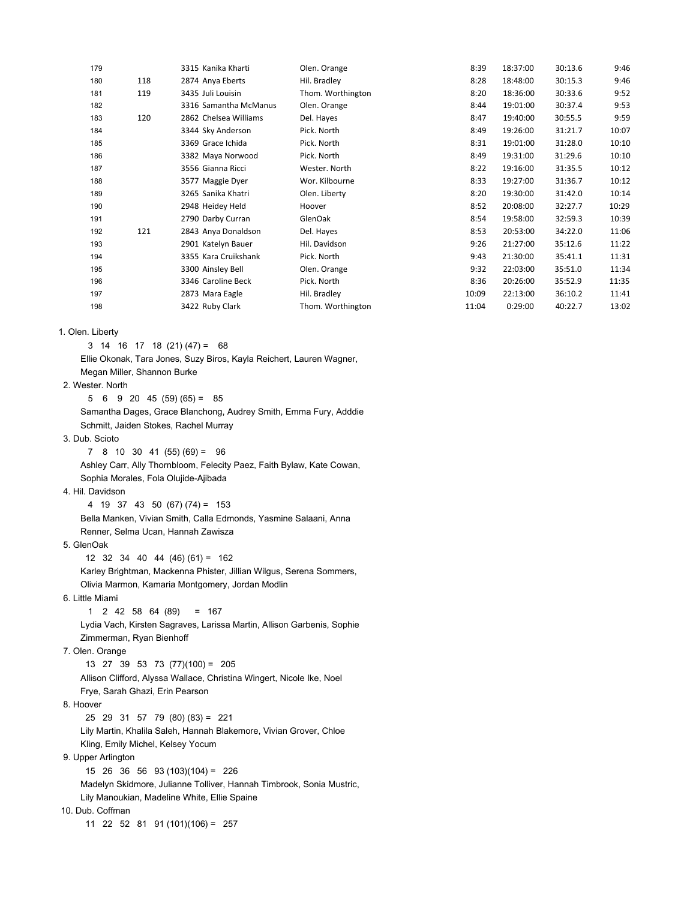| | | | | | | | |
|---|---|---|---|---|---|---|---|
| 179 | | 3315 Kanika Kharti | Olen. Orange | 8:39 | 18:37:00 | 30:13.6 | 9:46 |
| 180 | 118 | 2874 Anya Eberts | Hil. Bradley | 8:28 | 18:48:00 | 30:15.3 | 9:46 |
| 181 | 119 | 3435 Juli Louisin | Thom. Worthington | 8:20 | 18:36:00 | 30:33.6 | 9:52 |
| 182 | | 3316 Samantha McManus | Olen. Orange | 8:44 | 19:01:00 | 30:37.4 | 9:53 |
| 183 | 120 | 2862 Chelsea Williams | Del. Hayes | 8:47 | 19:40:00 | 30:55.5 | 9:59 |
| 184 | | 3344 Sky Anderson | Pick. North | 8:49 | 19:26:00 | 31:21.7 | 10:07 |
| 185 | | 3369 Grace Ichida | Pick. North | 8:31 | 19:01:00 | 31:28.0 | 10:10 |
| 186 | | 3382 Maya Norwood | Pick. North | 8:49 | 19:31:00 | 31:29.6 | 10:10 |
| 187 | | 3556 Gianna Ricci | Wester. North | 8:22 | 19:16:00 | 31:35.5 | 10:12 |
| 188 | | 3577 Maggie Dyer | Wor. Kilbourne | 8:33 | 19:27:00 | 31:36.7 | 10:12 |
| 189 | | 3265 Sanika Khatri | Olen. Liberty | 8:20 | 19:30:00 | 31:42.0 | 10:14 |
| 190 | | 2948 Heidey Held | Hoover | 8:52 | 20:08:00 | 32:27.7 | 10:29 |
| 191 | | 2790 Darby Curran | GlenOak | 8:54 | 19:58:00 | 32:59.3 | 10:39 |
| 192 | 121 | 2843 Anya Donaldson | Del. Hayes | 8:53 | 20:53:00 | 34:22.0 | 11:06 |
| 193 | | 2901 Katelyn Bauer | Hil. Davidson | 9:26 | 21:27:00 | 35:12.6 | 11:22 |
| 194 | | 3355 Kara Cruikshank | Pick. North | 9:43 | 21:30:00 | 35:41.1 | 11:31 |
| 195 | | 3300 Ainsley Bell | Olen. Orange | 9:32 | 22:03:00 | 35:51.0 | 11:34 |
| 196 | | 3346 Caroline Beck | Pick. North | 8:36 | 20:26:00 | 35:52.9 | 11:35 |
| 197 | | 2873 Mara Eagle | Hil. Bradley | 10:09 | 22:13:00 | 36:10.2 | 11:41 |
| 198 | | 3422 Ruby Clark | Thom. Worthington | 11:04 | 0:29:00 | 40:22.7 | 13:02 |

1. Olen. Liberty
   3 14 16 17 18 (21) (47) = 68
   Ellie Okonak, Tara Jones, Suzy Biros, Kayla Reichert, Lauren Wagner, Megan Miller, Shannon Burke
2. Wester. North
   5 6 9 20 45 (59) (65) = 85
   Samantha Dages, Grace Blanchong, Audrey Smith, Emma Fury, Adddie Schmitt, Jaiden Stokes, Rachel Murray
3. Dub. Scioto
   7 8 10 30 41 (55) (69) = 96
   Ashley Carr, Ally Thornbloom, Felecity Paez, Faith Bylaw, Kate Cowan, Sophia Morales, Fola Olujide-Ajibada
4. Hil. Davidson
   4 19 37 43 50 (67) (74) = 153
   Bella Manken, Vivian Smith, Calla Edmonds, Yasmine Salaani, Anna Renner, Selma Ucan, Hannah Zawisza
5. GlenOak
   12 32 34 40 44 (46) (61) = 162
   Karley Brightman, Mackenna Phister, Jillian Wilgus, Serena Sommers, Olivia Marmon, Kamaria Montgomery, Jordan Modlin
6. Little Miami
   1 2 42 58 64 (89) = 167
   Lydia Vach, Kirsten Sagraves, Larissa Martin, Allison Garbenis, Sophie Zimmerman, Ryan Bienhoff
7. Olen. Orange
   13 27 39 53 73 (77)(100) = 205
   Allison Clifford, Alyssa Wallace, Christina Wingert, Nicole Ike, Noel Frye, Sarah Ghazi, Erin Pearson
8. Hoover
   25 29 31 57 79 (80) (83) = 221
   Lily Martin, Khalila Saleh, Hannah Blakemore, Vivian Grover, Chloe Kling, Emily Michel, Kelsey Yocum
9. Upper Arlington
   15 26 36 56 93 (103)(104) = 226
   Madelyn Skidmore, Julianne Tolliver, Hannah Timbrook, Sonia Mustric, Lily Manoukian, Madeline White, Ellie Spaine
10. Dub. Coffman
    11 22 52 81 91 (101)(106) = 257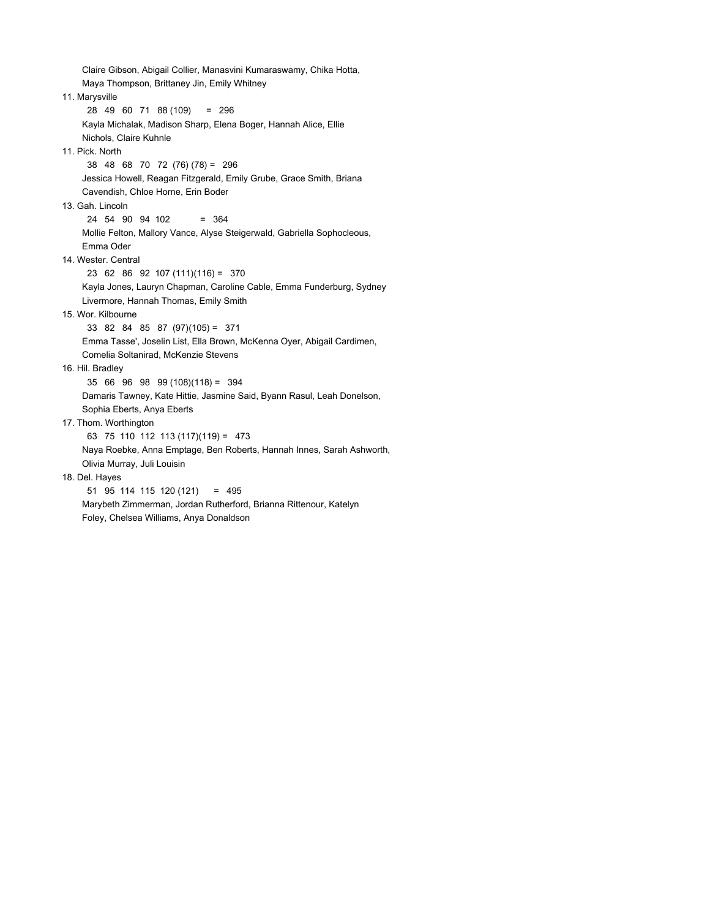Claire Gibson, Abigail Collier, Manasvini Kumaraswamy, Chika Hotta, Maya Thompson, Brittaney Jin, Emily Whitney

11. Marysville

28 49 60 71 88 (109) = 296

Kayla Michalak, Madison Sharp, Elena Boger, Hannah Alice, Ellie Nichols, Claire Kuhnle

11. Pick. North

38 48 68 70 72 (76) (78) = 296

Jessica Howell, Reagan Fitzgerald, Emily Grube, Grace Smith, Briana Cavendish, Chloe Horne, Erin Boder

13. Gah. Lincoln

24 54 90 94 102 = 364

Mollie Felton, Mallory Vance, Alyse Steigerwald, Gabriella Sophocleous, Emma Oder

14. Wester. Central

23 62 86 92 107 (111)(116) = 370

Kayla Jones, Lauryn Chapman, Caroline Cable, Emma Funderburg, Sydney Livermore, Hannah Thomas, Emily Smith

15. Wor. Kilbourne

33 82 84 85 87 (97)(105) = 371

Emma Tasse', Joselin List, Ella Brown, McKenna Oyer, Abigail Cardimen, Comelia Soltanirad, McKenzie Stevens

16. Hil. Bradley

35 66 96 98 99 (108)(118) = 394

Damaris Tawney, Kate Hittie, Jasmine Said, Byann Rasul, Leah Donelson, Sophia Eberts, Anya Eberts

17. Thom. Worthington

63 75 110 112 113 (117)(119) = 473

Naya Roebke, Anna Emptage, Ben Roberts, Hannah Innes, Sarah Ashworth, Olivia Murray, Juli Louisin

18. Del. Hayes

51 95 114 115 120 (121) = 495

Marybeth Zimmerman, Jordan Rutherford, Brianna Rittenour, Katelyn Foley, Chelsea Williams, Anya Donaldson